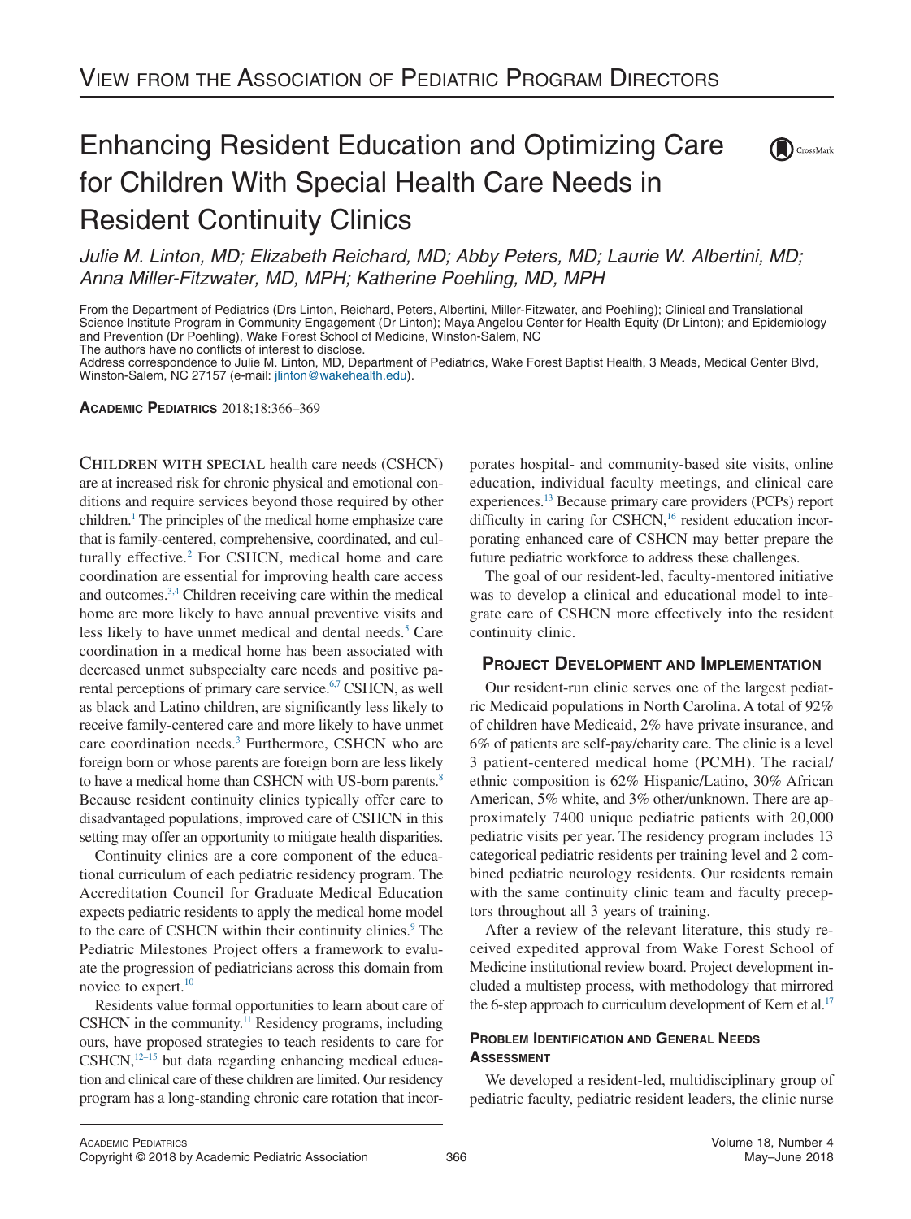# Enhancing Resident Education and Optimizing Care for Children With Special Health Care Needs in Resident Continuity Clinics

*Julie M. Linton, MD; Elizabeth Reichard, MD; Abby Peters, MD; Laurie W. Albertini, MD; Anna Miller-Fitzwater, MD, MPH; Katherine Poehling, MD, MPH*

From the Department of Pediatrics (Drs Linton, Reichard, Peters, Albertini, Miller-Fitzwater, and Poehling); Clinical and Translational Science Institute Program in Community Engagement (Dr Linton); Maya Angelou Center for Health Equity (Dr Linton); and Epidemiology and Prevention (Dr Poehling), Wake Forest School of Medicine, Winston-Salem, NC

The authors have no conflicts of interest to disclose.

Address correspondence to Julie M. Linton, MD, Department of Pediatrics, Wake Forest Baptist Health, 3 Meads, Medical Center Blvd, Winston-Salem, NC 27157 (e-mail: jlinton@wakehealth.edu).

**Academic Pediatrics** 2018;18:366–369

Children with special health care needs (CSHCN) are at increased risk for chronic physical and emotional conditions and require services beyond those required by other children.[1] The principles of the medical home emphasize care that is family-centered, comprehensive, coordinated, and culturally effective.[2] For CSHCN, medical home and care coordination are essential for improving health care access and outcomes.[3,4] Children receiving care within the medical home are more likely to have annual preventive visits and less likely to have unmet medical and dental needs.[5] Care coordination in a medical home has been associated with decreased unmet subspecialty care needs and positive parental perceptions of primary care service.[6,7] CSHCN, as well as black and Latino children, are significantly less likely to receive family-centered care and more likely to have unmet care coordination needs.[3] Furthermore, CSHCN who are foreign born or whose parents are foreign born are less likely to have a medical home than CSHCN with US-born parents.[8] Because resident continuity clinics typically offer care to disadvantaged populations, improved care of CSHCN in this setting may offer an opportunity to mitigate health disparities.

Continuity clinics are a core component of the educational curriculum of each pediatric residency program. The Accreditation Council for Graduate Medical Education expects pediatric residents to apply the medical home model to the care of CSHCN within their continuity clinics.[9] The Pediatric Milestones Project offers a framework to evaluate the progression of pediatricians across this domain from novice to expert.[10]

Residents value formal opportunities to learn about care of CSHCN in the community.[11] Residency programs, including ours, have proposed strategies to teach residents to care for CSHCN,[12–15] but data regarding enhancing medical education and clinical care of these children are limited. Our residency program has a long-standing chronic care rotation that incorporates hospital- and community-based site visits, online education, individual faculty meetings, and clinical care experiences.[13] Because primary care providers (PCPs) report difficulty in caring for CSHCN,[16] resident education incorporating enhanced care of CSHCN may better prepare the future pediatric workforce to address these challenges.

The goal of our resident-led, faculty-mentored initiative was to develop a clinical and educational model to integrate care of CSHCN more effectively into the resident continuity clinic.

## Project Development and Implementation

Our resident-run clinic serves one of the largest pediatric Medicaid populations in North Carolina. A total of 92% of children have Medicaid, 2% have private insurance, and 6% of patients are self-pay/charity care. The clinic is a level 3 patient-centered medical home (PCMH). The racial/ethnic composition is 62% Hispanic/Latino, 30% African American, 5% white, and 3% other/unknown. There are approximately 7400 unique pediatric patients with 20,000 pediatric visits per year. The residency program includes 13 categorical pediatric residents per training level and 2 combined pediatric neurology residents. Our residents remain with the same continuity clinic team and faculty preceptors throughout all 3 years of training.

After a review of the relevant literature, this study received expedited approval from Wake Forest School of Medicine institutional review board. Project development included a multistep process, with methodology that mirrored the 6-step approach to curriculum development of Kern et al.[17]

### Problem Identification and General Needs Assessment

We developed a resident-led, multidisciplinary group of pediatric faculty, pediatric resident leaders, the clinic nurse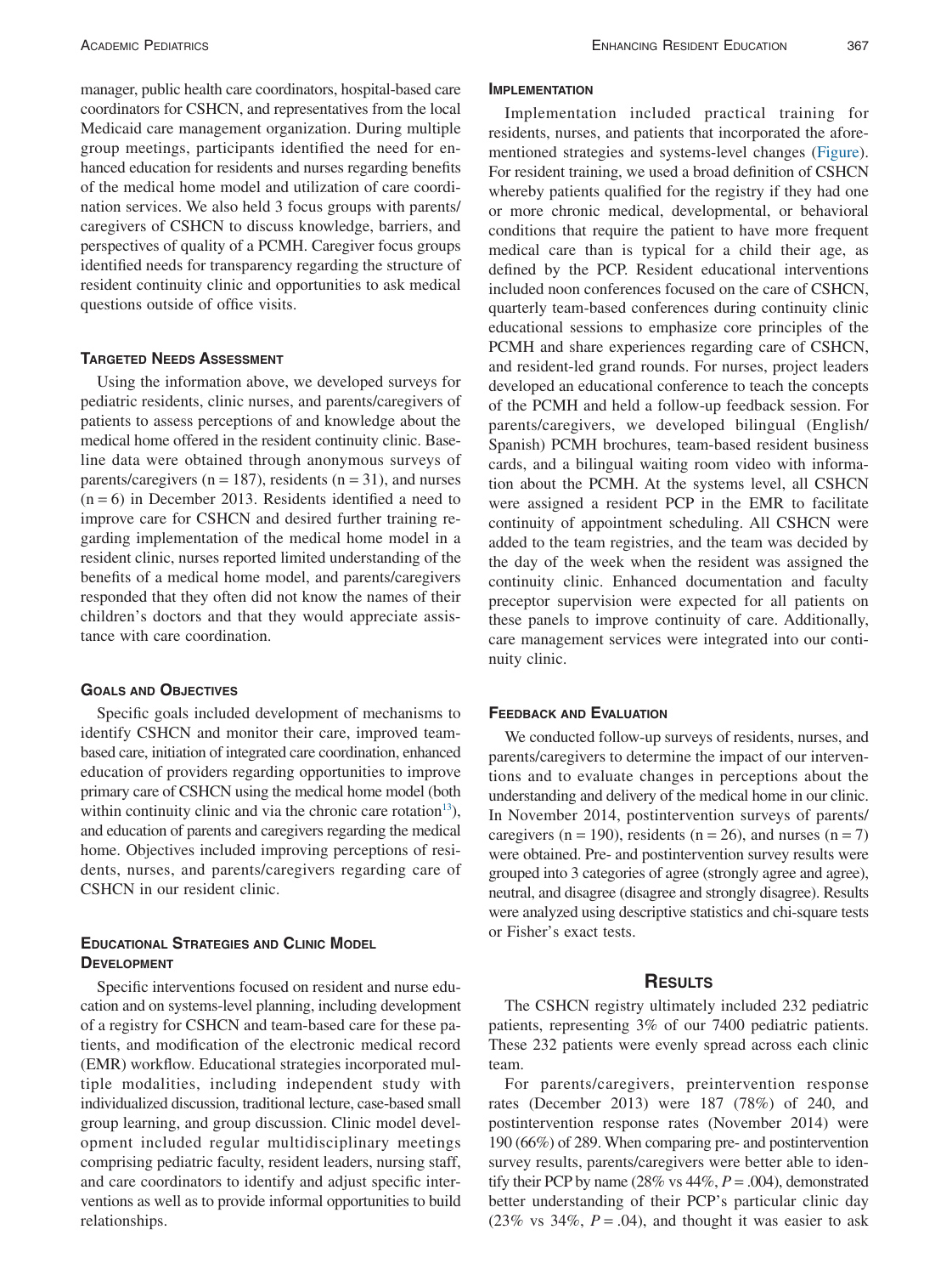manager, public health care coordinators, hospital-based care coordinators for CSHCN, and representatives from the local Medicaid care management organization. During multiple group meetings, participants identified the need for enhanced education for residents and nurses regarding benefits of the medical home model and utilization of care coordination services. We also held 3 focus groups with parents/caregivers of CSHCN to discuss knowledge, barriers, and perspectives of quality of a PCMH. Caregiver focus groups identified needs for transparency regarding the structure of resident continuity clinic and opportunities to ask medical questions outside of office visits.

### Targeted Needs Assessment

Using the information above, we developed surveys for pediatric residents, clinic nurses, and parents/caregivers of patients to assess perceptions of and knowledge about the medical home offered in the resident continuity clinic. Baseline data were obtained through anonymous surveys of parents/caregivers (n = 187), residents (n = 31), and nurses (n = 6) in December 2013. Residents identified a need to improve care for CSHCN and desired further training regarding implementation of the medical home model in a resident clinic, nurses reported limited understanding of the benefits of a medical home model, and parents/caregivers responded that they often did not know the names of their children's doctors and that they would appreciate assistance with care coordination.

### Goals and Objectives

Specific goals included development of mechanisms to identify CSHCN and monitor their care, improved team-based care, initiation of integrated care coordination, enhanced education of providers regarding opportunities to improve primary care of CSHCN using the medical home model (both within continuity clinic and via the chronic care rotation[13]), and education of parents and caregivers regarding the medical home. Objectives included improving perceptions of residents, nurses, and parents/caregivers regarding care of CSHCN in our resident clinic.

### Educational Strategies and Clinic Model Development

Specific interventions focused on resident and nurse education and on systems-level planning, including development of a registry for CSHCN and team-based care for these patients, and modification of the electronic medical record (EMR) workflow. Educational strategies incorporated multiple modalities, including independent study with individualized discussion, traditional lecture, case-based small group learning, and group discussion. Clinic model development included regular multidisciplinary meetings comprising pediatric faculty, resident leaders, nursing staff, and care coordinators to identify and adjust specific interventions as well as to provide informal opportunities to build relationships.

### Implementation

Implementation included practical training for residents, nurses, and patients that incorporated the aforementioned strategies and systems-level changes (Figure). For resident training, we used a broad definition of CSHCN whereby patients qualified for the registry if they had one or more chronic medical, developmental, or behavioral conditions that require the patient to have more frequent medical care than is typical for a child their age, as defined by the PCP. Resident educational interventions included noon conferences focused on the care of CSHCN, quarterly team-based conferences during continuity clinic educational sessions to emphasize core principles of the PCMH and share experiences regarding care of CSHCN, and resident-led grand rounds. For nurses, project leaders developed an educational conference to teach the concepts of the PCMH and held a follow-up feedback session. For parents/caregivers, we developed bilingual (English/Spanish) PCMH brochures, team-based resident business cards, and a bilingual waiting room video with information about the PCMH. At the systems level, all CSHCN were assigned a resident PCP in the EMR to facilitate continuity of appointment scheduling. All CSHCN were added to the team registries, and the team was decided by the day of the week when the resident was assigned the continuity clinic. Enhanced documentation and faculty preceptor supervision were expected for all patients on these panels to improve continuity of care. Additionally, care management services were integrated into our continuity clinic.

### Feedback and Evaluation

We conducted follow-up surveys of residents, nurses, and parents/caregivers to determine the impact of our interventions and to evaluate changes in perceptions about the understanding and delivery of the medical home in our clinic. In November 2014, postintervention surveys of parents/caregivers (n = 190), residents (n = 26), and nurses (n = 7) were obtained. Pre- and postintervention survey results were grouped into 3 categories of agree (strongly agree and agree), neutral, and disagree (disagree and strongly disagree). Results were analyzed using descriptive statistics and chi-square tests or Fisher's exact tests.

## Results

The CSHCN registry ultimately included 232 pediatric patients, representing 3% of our 7400 pediatric patients. These 232 patients were evenly spread across each clinic team.

For parents/caregivers, preintervention response rates (December 2013) were 187 (78%) of 240, and postintervention response rates (November 2014) were 190 (66%) of 289. When comparing pre- and postintervention survey results, parents/caregivers were better able to identify their PCP by name (28% vs 44%, $P = .004$), demonstrated better understanding of their PCP's particular clinic day (23% vs 34%, $P = .04$), and thought it was easier to ask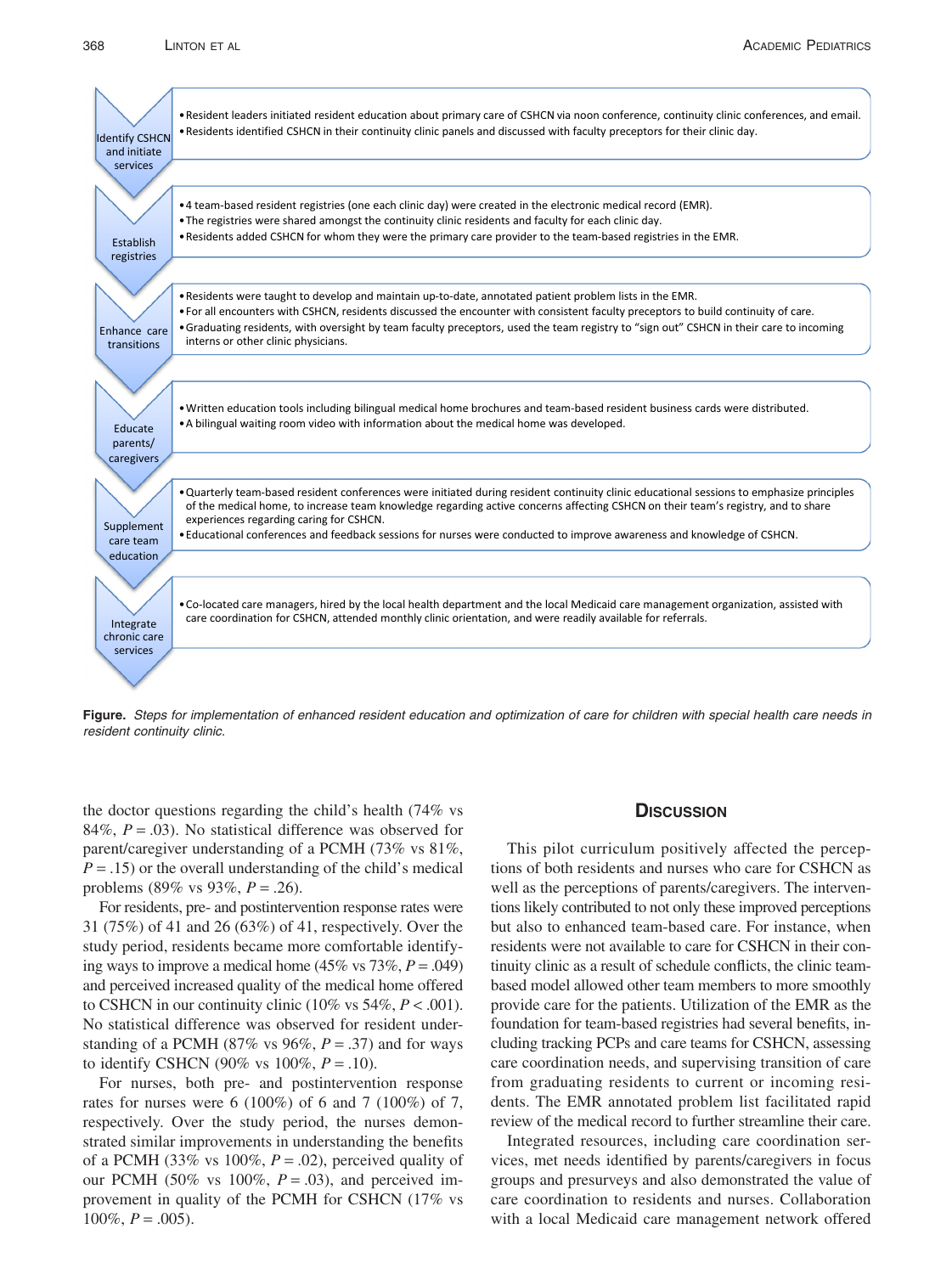| Step | Actions |
|---|---|
| Identify CSHCN and initiate services | • Resident leaders initiated resident education about primary care of CSHCN via noon conference, continuity clinic conferences, and email.<br>• Residents identified CSHCN in their continuity clinic panels and discussed with faculty preceptors for their clinic day. |
| Establish registries | • 4 team-based resident registries (one each clinic day) were created in the electronic medical record (EMR).<br>• The registries were shared amongst the continuity clinic residents and faculty for each clinic day.<br>• Residents added CSHCN for whom they were the primary care provider to the team-based registries in the EMR. |
| Enhance care transitions | • Residents were taught to develop and maintain up-to-date, annotated patient problem lists in the EMR.<br>• For all encounters with CSHCN, residents discussed the encounter with consistent faculty preceptors to build continuity of care.<br>• Graduating residents, with oversight by team faculty preceptors, used the team registry to "sign out" CSHCN in their care to incoming interns or other clinic physicians. |
| Educate parents/ caregivers | • Written education tools including bilingual medical home brochures and team-based resident business cards were distributed.<br>• A bilingual waiting room video with information about the medical home was developed. |
| Supplement care team education | • Quarterly team-based resident conferences were initiated during resident continuity clinic educational sessions to emphasize principles of the medical home, to increase team knowledge regarding active concerns affecting CSHCN on their team's registry, and to share experiences regarding caring for CSHCN.<br>• Educational conferences and feedback sessions for nurses were conducted to improve awareness and knowledge of CSHCN. |
| Integrate chronic care services | • Co-located care managers, hired by the local health department and the local Medicaid care management organization, assisted with care coordination for CSHCN, attended monthly clinic orientation, and were readily available for referrals. |

**Figure.** *Steps for implementation of enhanced resident education and optimization of care for children with special health care needs in resident continuity clinic.*

the doctor questions regarding the child's health (74% vs 84%, $P = .03$). No statistical difference was observed for parent/caregiver understanding of a PCMH (73% vs 81%, $P = .15$) or the overall understanding of the child's medical problems (89% vs 93%, $P = .26$).

For residents, pre- and postintervention response rates were 31 (75%) of 41 and 26 (63%) of 41, respectively. Over the study period, residents became more comfortable identifying ways to improve a medical home (45% vs 73%, $P = .049$) and perceived increased quality of the medical home offered to CSHCN in our continuity clinic (10% vs 54%, $P < .001$). No statistical difference was observed for resident understanding of a PCMH (87% vs 96%, $P = .37$) and for ways to identify CSHCN (90% vs 100%, $P = .10$).

For nurses, both pre- and postintervention response rates for nurses were 6 (100%) of 6 and 7 (100%) of 7, respectively. Over the study period, the nurses demonstrated similar improvements in understanding the benefits of a PCMH (33% vs 100%, $P = .02$), perceived quality of our PCMH (50% vs 100%, $P = .03$), and perceived improvement in quality of the PCMH for CSHCN (17% vs 100%, $P = .005$).

## Discussion

This pilot curriculum positively affected the perceptions of both residents and nurses who care for CSHCN as well as the perceptions of parents/caregivers. The interventions likely contributed to not only these improved perceptions but also to enhanced team-based care. For instance, when residents were not available to care for CSHCN in their continuity clinic as a result of schedule conflicts, the clinic team-based model allowed other team members to more smoothly provide care for the patients. Utilization of the EMR as the foundation for team-based registries had several benefits, including tracking PCPs and care teams for CSHCN, assessing care coordination needs, and supervising transition of care from graduating residents to current or incoming residents. The EMR annotated problem list facilitated rapid review of the medical record to further streamline their care.

Integrated resources, including care coordination services, met needs identified by parents/caregivers in focus groups and presurveys and also demonstrated the value of care coordination to residents and nurses. Collaboration with a local Medicaid care management network offered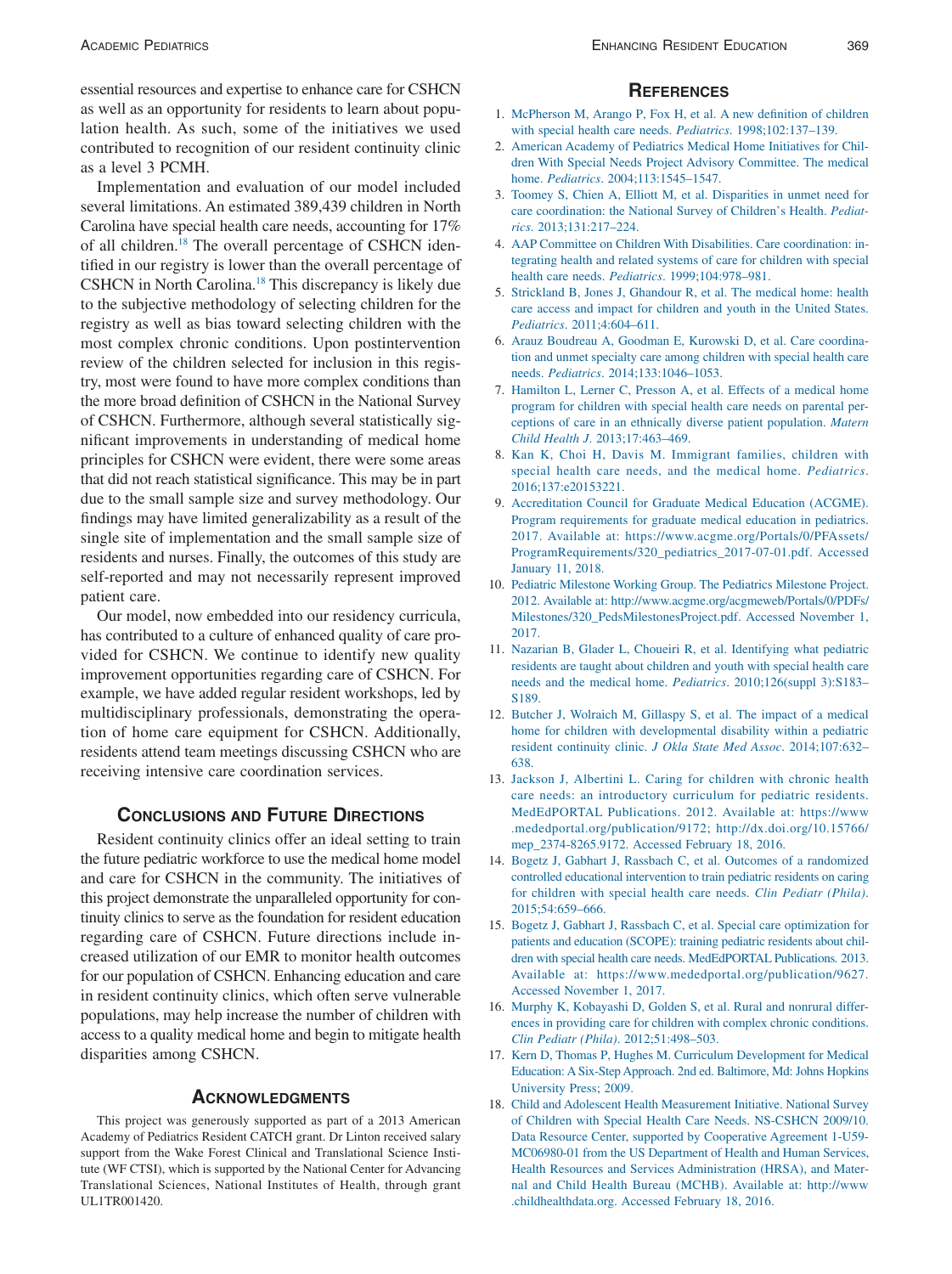essential resources and expertise to enhance care for CSHCN as well as an opportunity for residents to learn about population health. As such, some of the initiatives we used contributed to recognition of our resident continuity clinic as a level 3 PCMH.

Implementation and evaluation of our model included several limitations. An estimated 389,439 children in North Carolina have special health care needs, accounting for 17% of all children.[18] The overall percentage of CSHCN identified in our registry is lower than the overall percentage of CSHCN in North Carolina.[18] This discrepancy is likely due to the subjective methodology of selecting children for the registry as well as bias toward selecting children with the most complex chronic conditions. Upon postintervention review of the children selected for inclusion in this registry, most were found to have more complex conditions than the more broad definition of CSHCN in the National Survey of CSHCN. Furthermore, although several statistically significant improvements in understanding of medical home principles for CSHCN were evident, there were some areas that did not reach statistical significance. This may be in part due to the small sample size and survey methodology. Our findings may have limited generalizability as a result of the single site of implementation and the small sample size of residents and nurses. Finally, the outcomes of this study are self-reported and may not necessarily represent improved patient care.

Our model, now embedded into our residency curricula, has contributed to a culture of enhanced quality of care provided for CSHCN. We continue to identify new quality improvement opportunities regarding care of CSHCN. For example, we have added regular resident workshops, led by multidisciplinary professionals, demonstrating the operation of home care equipment for CSHCN. Additionally, residents attend team meetings discussing CSHCN who are receiving intensive care coordination services.

## Conclusions and Future Directions

Resident continuity clinics offer an ideal setting to train the future pediatric workforce to use the medical home model and care for CSHCN in the community. The initiatives of this project demonstrate the unparalleled opportunity for continuity clinics to serve as the foundation for resident education regarding care of CSHCN. Future directions include increased utilization of our EMR to monitor health outcomes for our population of CSHCN. Enhancing education and care in resident continuity clinics, which often serve vulnerable populations, may help increase the number of children with access to a quality medical home and begin to mitigate health disparities among CSHCN.

## Acknowledgments

This project was generously supported as part of a 2013 American Academy of Pediatrics Resident CATCH grant. Dr Linton received salary support from the Wake Forest Clinical and Translational Science Institute (WF CTSI), which is supported by the National Center for Advancing Translational Sciences, National Institutes of Health, through grant UL1TR001420.

## References

1. McPherson M, Arango P, Fox H, et al. A new definition of children with special health care needs. *Pediatrics*. 1998;102:137–139.
2. American Academy of Pediatrics Medical Home Initiatives for Children With Special Needs Project Advisory Committee. The medical home. *Pediatrics*. 2004;113:1545–1547.
3. Toomey S, Chien A, Elliott M, et al. Disparities in unmet need for care coordination: the National Survey of Children's Health. *Pediatrics*. 2013;131:217–224.
4. AAP Committee on Children With Disabilities. Care coordination: integrating health and related systems of care for children with special health care needs. *Pediatrics*. 1999;104:978–981.
5. Strickland B, Jones J, Ghandour R, et al. The medical home: health care access and impact for children and youth in the United States. *Pediatrics*. 2011;4:604–611.
6. Arauz Boudreau A, Goodman E, Kurowski D, et al. Care coordination and unmet specialty care among children with special health care needs. *Pediatrics*. 2014;133:1046–1053.
7. Hamilton L, Lerner C, Presson A, et al. Effects of a medical home program for children with special health care needs on parental perceptions of care in an ethnically diverse patient population. *Matern Child Health J*. 2013;17:463–469.
8. Kan K, Choi H, Davis M. Immigrant families, children with special health care needs, and the medical home. *Pediatrics*. 2016;137:e20153221.
9. Accreditation Council for Graduate Medical Education (ACGME). Program requirements for graduate medical education in pediatrics. 2017. Available at: https://www.acgme.org/Portals/0/PFAssets/ProgramRequirements/320_pediatrics_2017-07-01.pdf. Accessed January 11, 2018.
10. Pediatric Milestone Working Group. The Pediatrics Milestone Project. 2012. Available at: http://www.acgme.org/acgmeweb/Portals/0/PDFs/Milestones/320_PedsMilestonesProject.pdf. Accessed November 1, 2017.
11. Nazarian B, Glader L, Choueiri R, et al. Identifying what pediatric residents are taught about children and youth with special health care needs and the medical home. *Pediatrics*. 2010;126(suppl 3):S183–S189.
12. Butcher J, Wolraich M, Gillaspy S, et al. The impact of a medical home for children with developmental disability within a pediatric resident continuity clinic. *J Okla State Med Assoc*. 2014;107:632–638.
13. Jackson J, Albertini L. Caring for children with chronic health care needs: an introductory curriculum for pediatric residents. MedEdPORTAL Publications. 2012. Available at: https://www.mededportal.org/publication/9172; http://dx.doi.org/10.15766/mep_2374-8265.9172. Accessed February 18, 2016.
14. Bogetz J, Gabhart J, Rassbach C, et al. Outcomes of a randomized controlled educational intervention to train pediatric residents on caring for children with special health care needs. *Clin Pediatr (Phila)*. 2015;54:659–666.
15. Bogetz J, Gabhart J, Rassbach C, et al. Special care optimization for patients and education (SCOPE): training pediatric residents about children with special health care needs. MedEdPORTAL Publications. 2013. Available at: https://www.mededportal.org/publication/9627. Accessed November 1, 2017.
16. Murphy K, Kobayashi D, Golden S, et al. Rural and nonrural differences in providing care for children with complex chronic conditions. *Clin Pediatr (Phila)*. 2012;51:498–503.
17. Kern D, Thomas P, Hughes M. Curriculum Development for Medical Education: A Six-Step Approach. 2nd ed. Baltimore, Md: Johns Hopkins University Press; 2009.
18. Child and Adolescent Health Measurement Initiative. National Survey of Children with Special Health Care Needs. NS-CSHCN 2009/10. Data Resource Center, supported by Cooperative Agreement 1-U59-MC06980-01 from the US Department of Health and Human Services, Health Resources and Services Administration (HRSA), and Maternal and Child Health Bureau (MCHB). Available at: http://www.childhealthdata.org. Accessed February 18, 2016.